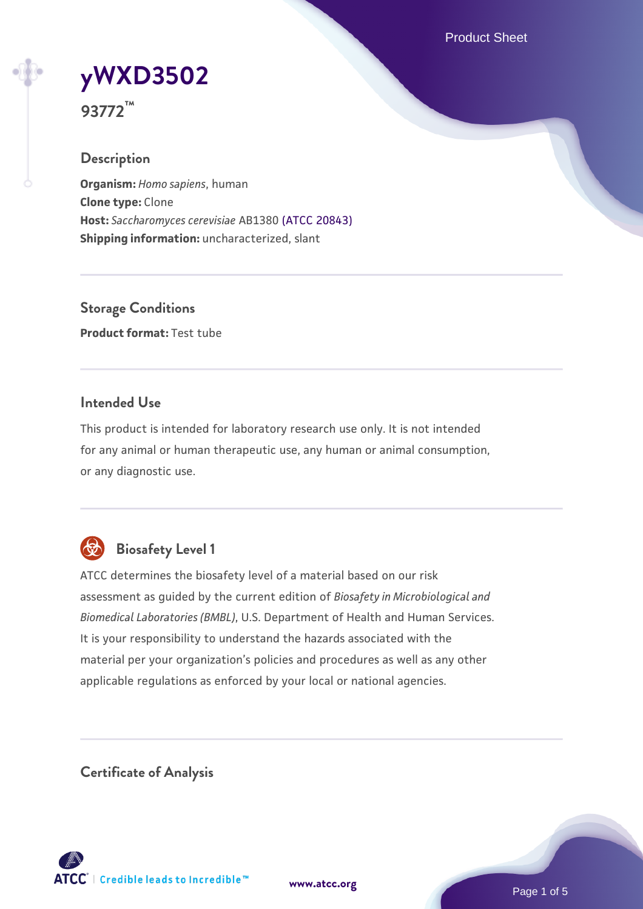# yWXD3502

**93772™**

## Description

**Organism:** *Homo sapiens*, human
**Clone type:** Clone
**Host:** *Saccharomyces cerevisiae* AB1380 (ATCC 20843)
**Shipping information:** uncharacterized, slant

## Storage Conditions

**Product format:** Test tube

## Intended Use

This product is intended for laboratory research use only. It is not intended for any animal or human therapeutic use, any human or animal consumption, or any diagnostic use.

## Biosafety Level 1

ATCC determines the biosafety level of a material based on our risk assessment as guided by the current edition of *Biosafety in Microbiological and Biomedical Laboratories (BMBL)*, U.S. Department of Health and Human Services. It is your responsibility to understand the hazards associated with the material per your organization's policies and procedures as well as any other applicable regulations as enforced by your local or national agencies.

## Certificate of Analysis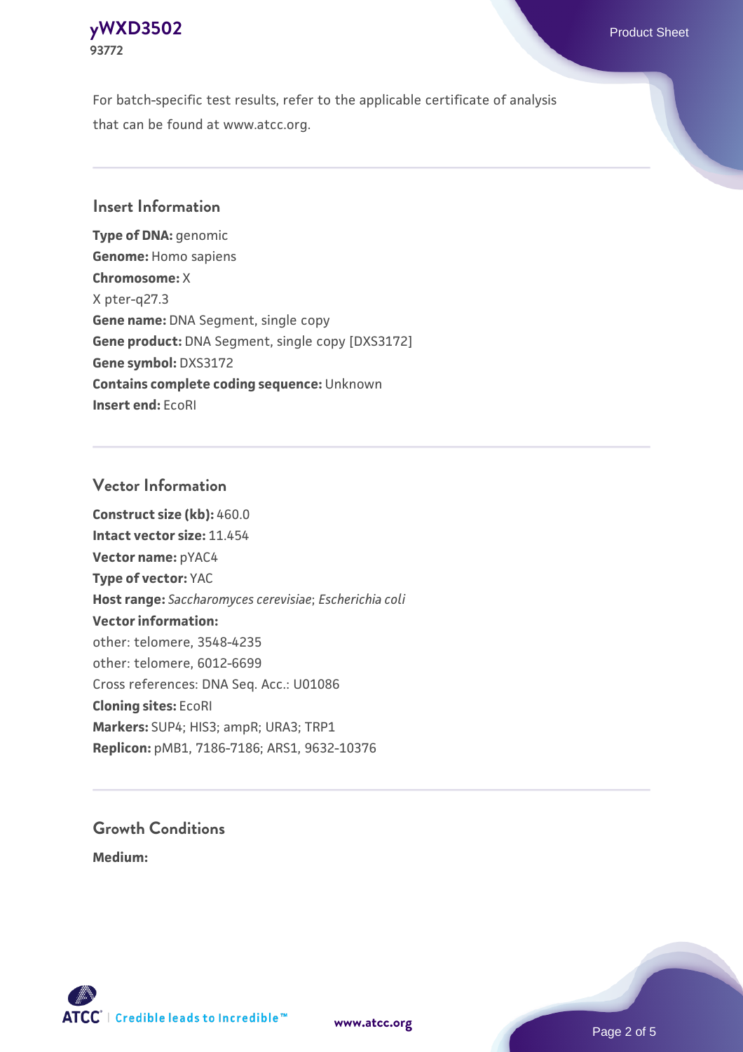For batch-specific test results, refer to the applicable certificate of analysis that can be found at www.atcc.org.

## Insert Information

**Type of DNA:** genomic
**Genome:** Homo sapiens
**Chromosome:** X
X pter-q27.3
**Gene name:** DNA Segment, single copy
**Gene product:** DNA Segment, single copy [DXS3172]
**Gene symbol:** DXS3172
**Contains complete coding sequence:** Unknown
**Insert end:** EcoRI

## Vector Information

**Construct size (kb):** 460.0
**Intact vector size:** 11.454
**Vector name:** pYAC4
**Type of vector:** YAC
**Host range:** *Saccharomyces cerevisiae*; *Escherichia coli*
**Vector information:**
other: telomere, 3548-4235
other: telomere, 6012-6699
Cross references: DNA Seq. Acc.: U01086
**Cloning sites:** EcoRI
**Markers:** SUP4; HIS3; ampR; URA3; TRP1
**Replicon:** pMB1, 7186-7186; ARS1, 9632-10376

## Growth Conditions

**Medium:**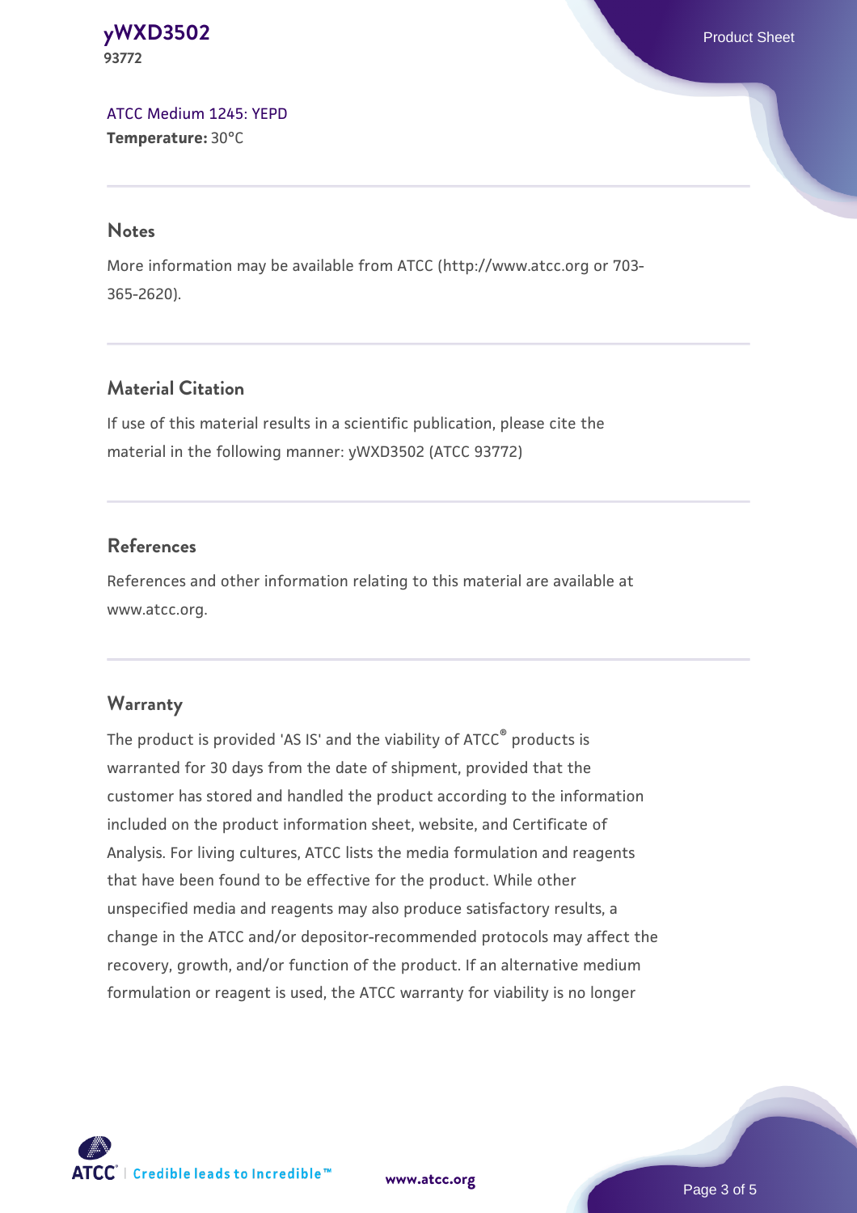[ATCC Medium 1245: YEPD](#)
**Temperature:** 30°C

## Notes

More information may be available from ATCC (http://www.atcc.org or 703-365-2620).

## Material Citation

If use of this material results in a scientific publication, please cite the material in the following manner: yWXD3502 (ATCC 93772)

## References

References and other information relating to this material are available at www.atcc.org.

## Warranty

The product is provided 'AS IS' and the viability of ATCC® products is warranted for 30 days from the date of shipment, provided that the customer has stored and handled the product according to the information included on the product information sheet, website, and Certificate of Analysis. For living cultures, ATCC lists the media formulation and reagents that have been found to be effective for the product. While other unspecified media and reagents may also produce satisfactory results, a change in the ATCC and/or depositor-recommended protocols may affect the recovery, growth, and/or function of the product. If an alternative medium formulation or reagent is used, the ATCC warranty for viability is no longer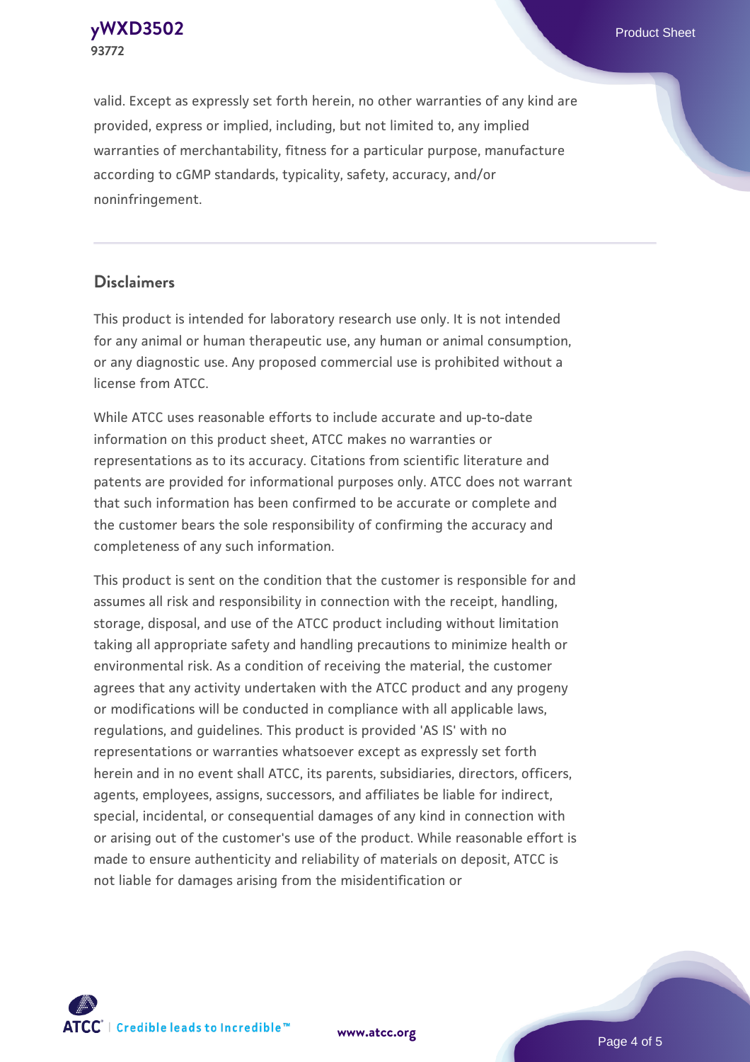valid. Except as expressly set forth herein, no other warranties of any kind are provided, express or implied, including, but not limited to, any implied warranties of merchantability, fitness for a particular purpose, manufacture according to cGMP standards, typicality, safety, accuracy, and/or noninfringement.

## Disclaimers

This product is intended for laboratory research use only. It is not intended for any animal or human therapeutic use, any human or animal consumption, or any diagnostic use. Any proposed commercial use is prohibited without a license from ATCC.

While ATCC uses reasonable efforts to include accurate and up-to-date information on this product sheet, ATCC makes no warranties or representations as to its accuracy. Citations from scientific literature and patents are provided for informational purposes only. ATCC does not warrant that such information has been confirmed to be accurate or complete and the customer bears the sole responsibility of confirming the accuracy and completeness of any such information.

This product is sent on the condition that the customer is responsible for and assumes all risk and responsibility in connection with the receipt, handling, storage, disposal, and use of the ATCC product including without limitation taking all appropriate safety and handling precautions to minimize health or environmental risk. As a condition of receiving the material, the customer agrees that any activity undertaken with the ATCC product and any progeny or modifications will be conducted in compliance with all applicable laws, regulations, and guidelines. This product is provided 'AS IS' with no representations or warranties whatsoever except as expressly set forth herein and in no event shall ATCC, its parents, subsidiaries, directors, officers, agents, employees, assigns, successors, and affiliates be liable for indirect, special, incidental, or consequential damages of any kind in connection with or arising out of the customer's use of the product. While reasonable effort is made to ensure authenticity and reliability of materials on deposit, ATCC is not liable for damages arising from the misidentification or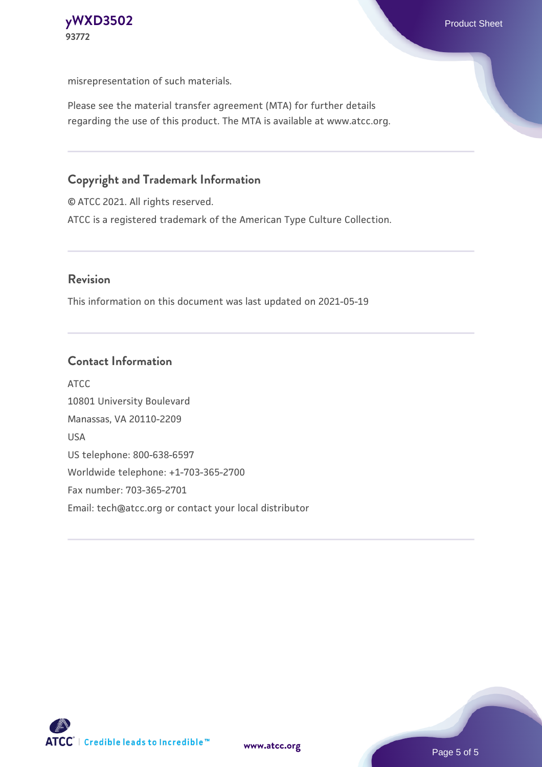misrepresentation of such materials.

Please see the material transfer agreement (MTA) for further details regarding the use of this product. The MTA is available at www.atcc.org.

## Copyright and Trademark Information

© ATCC 2021. All rights reserved.

ATCC is a registered trademark of the American Type Culture Collection.

## Revision

This information on this document was last updated on 2021-05-19

## Contact Information

ATCC
10801 University Boulevard
Manassas, VA 20110-2209
USA
US telephone: 800-638-6597
Worldwide telephone: +1-703-365-2700
Fax number: 703-365-2701
Email: tech@atcc.org or contact your local distributor